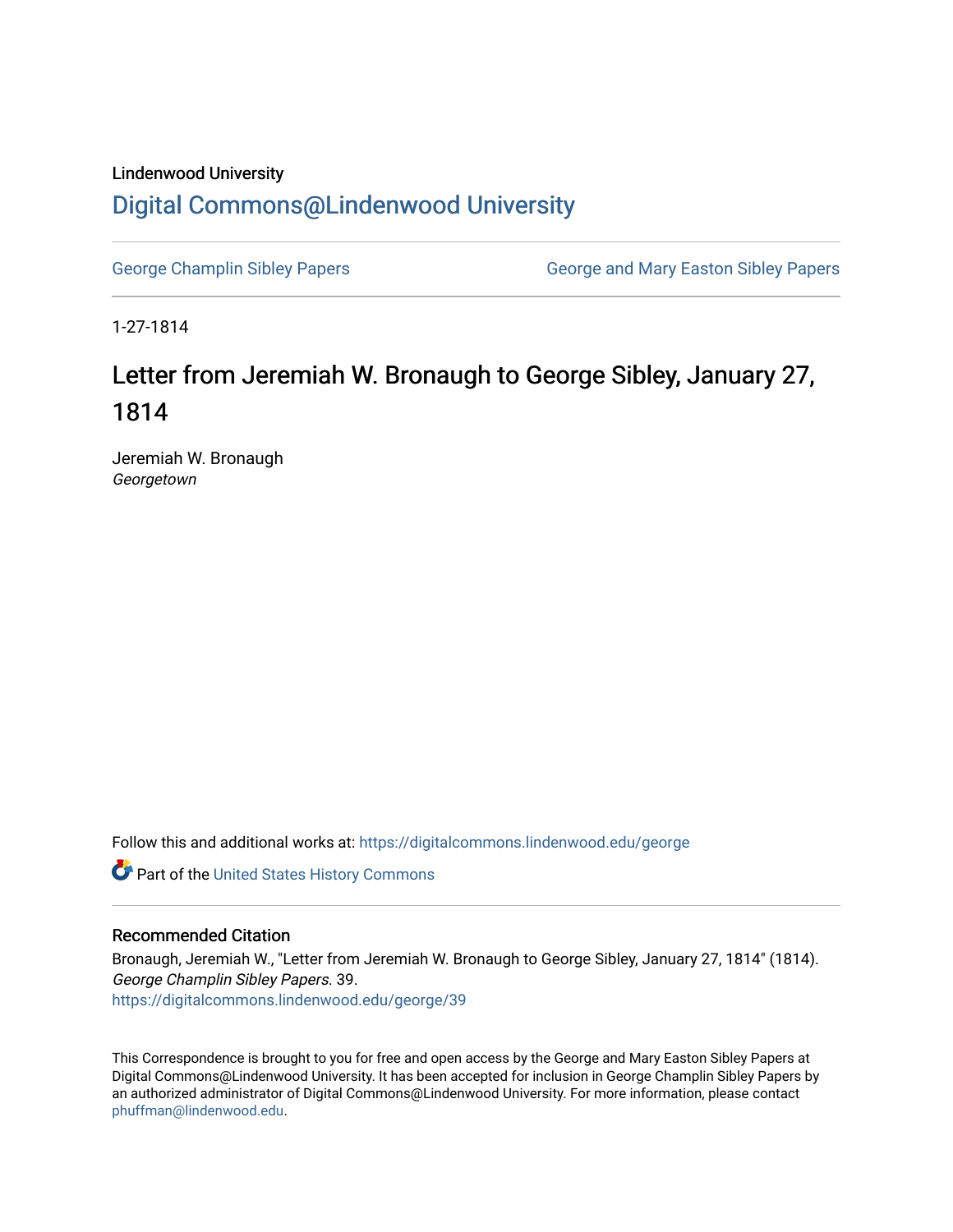Lindenwood University

# Digital Commons@Lindenwood University

George Champlin Sibley Papers

George and Mary Easton Sibley Papers

1-27-1814

## Letter from Jeremiah W. Bronaugh to George Sibley, January 27, 1814

Jeremiah W. Bronaugh
*Georgetown*

Follow this and additional works at: https://digitalcommons.lindenwood.edu/george

Part of the United States History Commons

### Recommended Citation

Bronaugh, Jeremiah W., "Letter from Jeremiah W. Bronaugh to George Sibley, January 27, 1814" (1814). *George Champlin Sibley Papers*. 39.
https://digitalcommons.lindenwood.edu/george/39

This Correspondence is brought to you for free and open access by the George and Mary Easton Sibley Papers at Digital Commons@Lindenwood University. It has been accepted for inclusion in George Champlin Sibley Papers by an authorized administrator of Digital Commons@Lindenwood University. For more information, please contact phuffman@lindenwood.edu.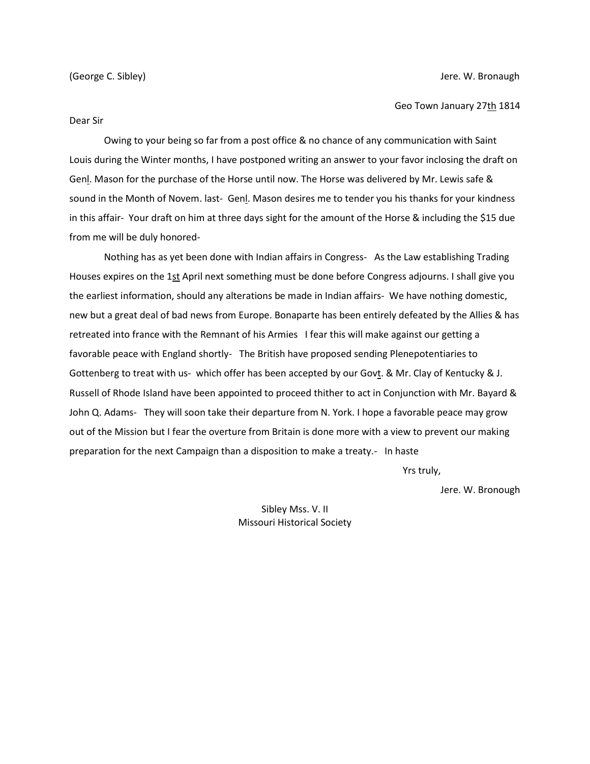(George C. Sibley) Jere. W. Bronaugh

Geo Town January 27th 1814

Dear Sir

Owing to your being so far from a post office & no chance of any communication with Saint Louis during the Winter months, I have postponed writing an answer to your favor inclosing the draft on Genl. Mason for the purchase of the Horse until now. The Horse was delivered by Mr. Lewis safe & sound in the Month of Novem. last- Genl. Mason desires me to tender you his thanks for your kindness in this affair- Your draft on him at three days sight for the amount of the Horse & including the $15 due from me will be duly honored-

Nothing has as yet been done with Indian affairs in Congress- As the Law establishing Trading Houses expires on the 1st April next something must be done before Congress adjourns. I shall give you the earliest information, should any alterations be made in Indian affairs- We have nothing domestic, new but a great deal of bad news from Europe. Bonaparte has been entirely defeated by the Allies & has retreated into france with the Remnant of his Armies I fear this will make against our getting a favorable peace with England shortly- The British have proposed sending Plenepotentiaries to Gottenberg to treat with us- which offer has been accepted by our Govt. & Mr. Clay of Kentucky & J. Russell of Rhode Island have been appointed to proceed thither to act in Conjunction with Mr. Bayard & John Q. Adams- They will soon take their departure from N. York. I hope a favorable peace may grow out of the Mission but I fear the overture from Britain is done more with a view to prevent our making preparation for the next Campaign than a disposition to make a treaty.- In haste

Yrs truly,

Jere. W. Bronough

Sibley Mss. V. II
Missouri Historical Society